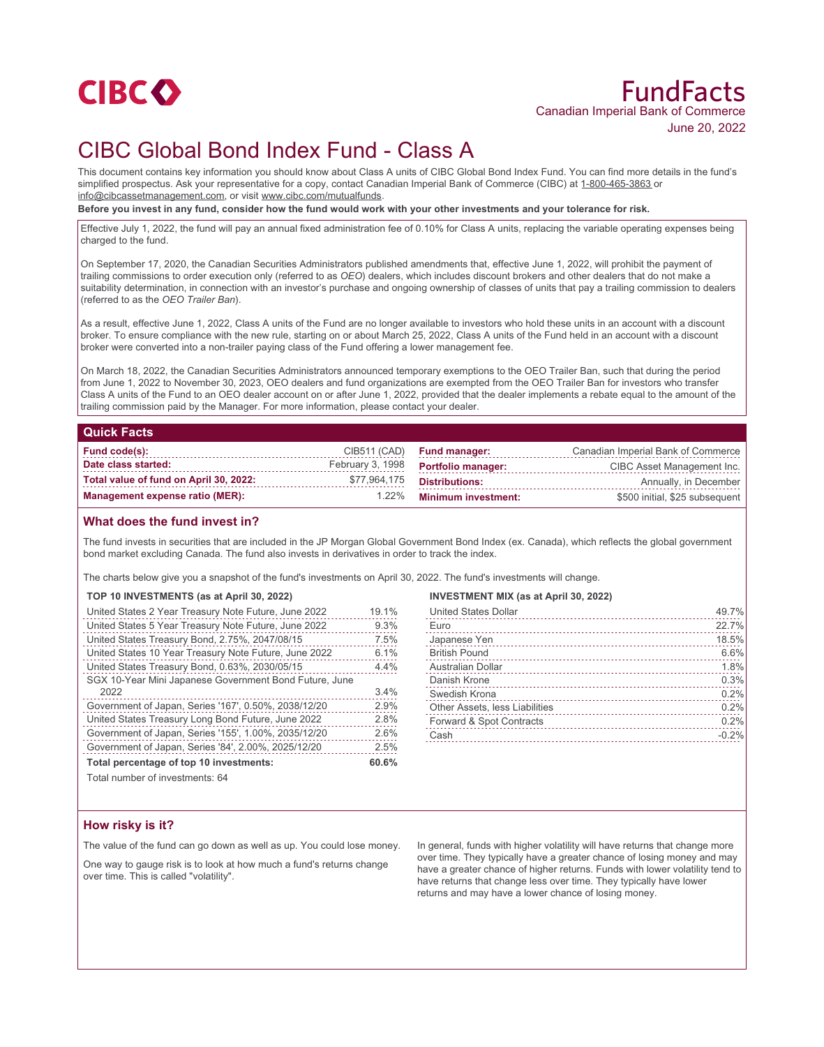CIBC

# FundFacts

Canadian Imperial Bank of Commerce

June 20, 2022

# CIBC Global Bond Index Fund - Class A

This document contains key information you should know about Class A units of CIBC Global Bond Index Fund. You can find more details in the fund's simplified prospectus. Ask your representative for a copy, contact Canadian Imperial Bank of Commerce (CIBC) at 1-800-465-3863 or info@cibcassetmanagement.com, or visit www.cibc.com/mutualfunds.

**Before you invest in any fund, consider how the fund would work with your other investments and your tolerance for risk.**

Effective July 1, 2022, the fund will pay an annual fixed administration fee of 0.10% for Class A units, replacing the variable operating expenses being charged to the fund.

On September 17, 2020, the Canadian Securities Administrators published amendments that, effective June 1, 2022, will prohibit the payment of trailing commissions to order execution only (referred to as *OEO*) dealers, which includes discount brokers and other dealers that do not make a suitability determination, in connection with an investor's purchase and ongoing ownership of classes of units that pay a trailing commission to dealers (referred to as the *OEO Trailer Ban*).

As a result, effective June 1, 2022, Class A units of the Fund are no longer available to investors who hold these units in an account with a discount broker. To ensure compliance with the new rule, starting on or about March 25, 2022, Class A units of the Fund held in an account with a discount broker were converted into a non-trailer paying class of the Fund offering a lower management fee.

On March 18, 2022, the Canadian Securities Administrators announced temporary exemptions to the OEO Trailer Ban, such that during the period from June 1, 2022 to November 30, 2023, OEO dealers and fund organizations are exempted from the OEO Trailer Ban for investors who transfer Class A units of the Fund to an OEO dealer account on or after June 1, 2022, provided that the dealer implements a rebate equal to the amount of the trailing commission paid by the Manager. For more information, please contact your dealer.

## Quick Facts

| | | | |
|---|---|---|---|
| **Fund code(s):** | CIB511 (CAD) | **Fund manager:** | Canadian Imperial Bank of Commerce |
| **Date class started:** | February 3, 1998 | **Portfolio manager:** | CIBC Asset Management Inc. |
| **Total value of fund on April 30, 2022:** | $77,964,175 | **Distributions:** | Annually, in December |
| **Management expense ratio (MER):** | 1.22% | **Minimum investment:** | $500 initial, $25 subsequent |

## What does the fund invest in?

The fund invests in securities that are included in the JP Morgan Global Government Bond Index (ex. Canada), which reflects the global government bond market excluding Canada. The fund also invests in derivatives in order to track the index.

The charts below give you a snapshot of the fund's investments on April 30, 2022. The fund's investments will change.

**TOP 10 INVESTMENTS (as at April 30, 2022)**

| | |
|---|---|
| United States 2 Year Treasury Note Future, June 2022 | 19.1% |
| United States 5 Year Treasury Note Future, June 2022 | 9.3% |
| United States Treasury Bond, 2.75%, 2047/08/15 | 7.5% |
| United States 10 Year Treasury Note Future, June 2022 | 6.1% |
| United States Treasury Bond, 0.63%, 2030/05/15 | 4.4% |
| SGX 10-Year Mini Japanese Government Bond Future, June 2022 | 3.4% |
| Government of Japan, Series '167', 0.50%, 2038/12/20 | 2.9% |
| United States Treasury Long Bond Future, June 2022 | 2.8% |
| Government of Japan, Series '155', 1.00%, 2035/12/20 | 2.6% |
| Government of Japan, Series '84', 2.00%, 2025/12/20 | 2.5% |
| **Total percentage of top 10 investments:** | **60.6%** |

Total number of investments: 64

**INVESTMENT MIX (as at April 30, 2022)**

| | |
|---|---|
| United States Dollar | 49.7% |
| Euro | 22.7% |
| Japanese Yen | 18.5% |
| British Pound | 6.6% |
| Australian Dollar | 1.8% |
| Danish Krone | 0.3% |
| Swedish Krona | 0.2% |
| Other Assets, less Liabilities | 0.2% |
| Forward & Spot Contracts | 0.2% |
| Cash | -0.2% |

## How risky is it?

The value of the fund can go down as well as up. You could lose money.

One way to gauge risk is to look at how much a fund's returns change over time. This is called "volatility".

In general, funds with higher volatility will have returns that change more over time. They typically have a greater chance of losing money and may have a greater chance of higher returns. Funds with lower volatility tend to have returns that change less over time. They typically have lower returns and may have a lower chance of losing money.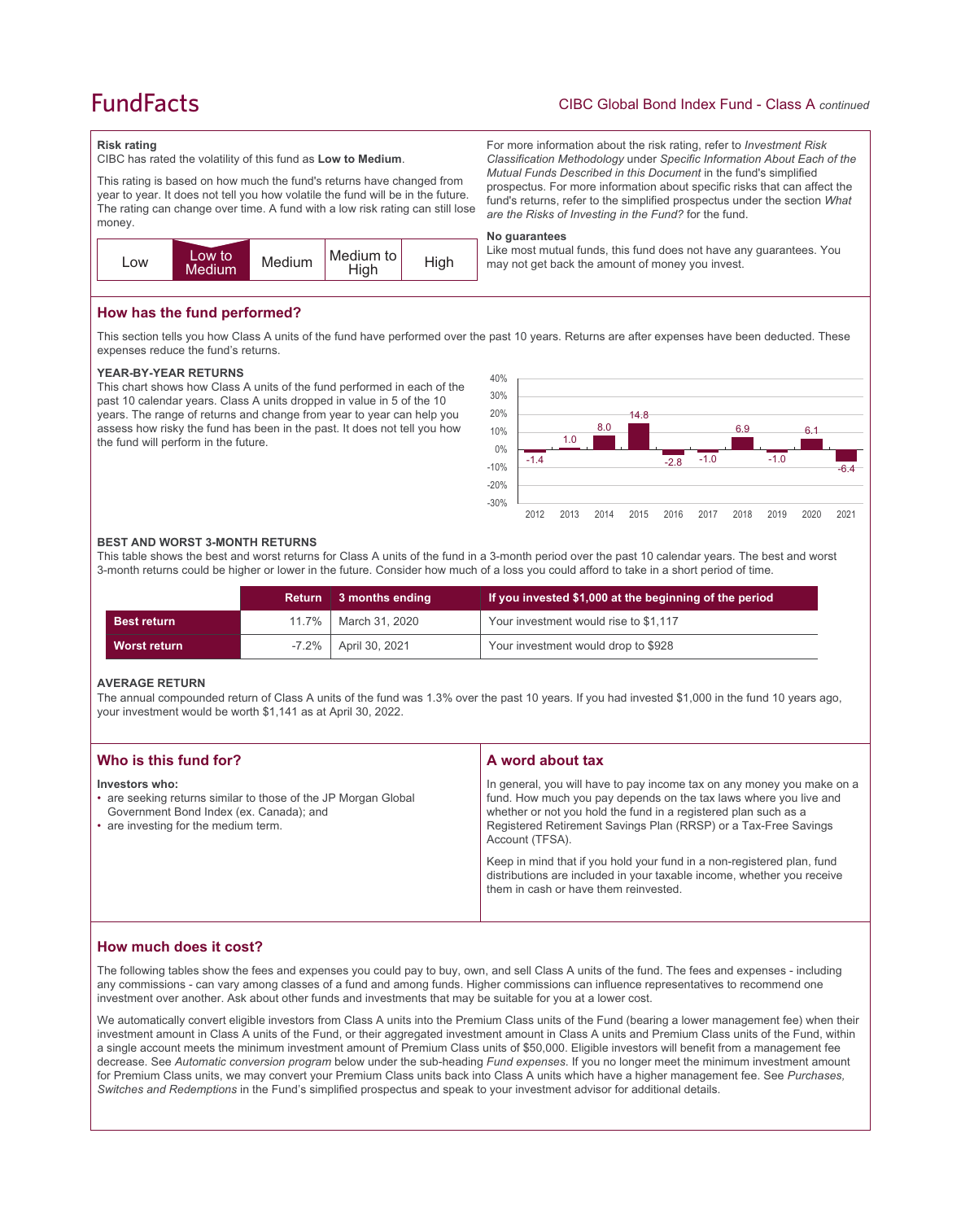## Risk rating

CIBC has rated the volatility of this fund as **Low to Medium**.

This rating is based on how much the fund's returns have changed from year to year. It does not tell you how volatile the fund will be in the future. The rating can change over time. A fund with a low risk rating can still lose money.

| Low | Low to Medium | Medium | Medium to High | High |
|---|---|---|---|---|

For more information about the risk rating, refer to *Investment Risk Classification Methodology* under *Specific Information About Each of the Mutual Funds Described in this Document* in the fund's simplified prospectus. For more information about specific risks that can affect the fund's returns, refer to the simplified prospectus under the section *What are the Risks of Investing in the Fund?* for the fund.

**No guarantees**

Like most mutual funds, this fund does not have any guarantees. You may not get back the amount of money you invest.

## How has the fund performed?

This section tells you how Class A units of the fund have performed over the past 10 years. Returns are after expenses have been deducted. These expenses reduce the fund's returns.

### YEAR-BY-YEAR RETURNS

This chart shows how Class A units of the fund performed in each of the past 10 calendar years. Class A units dropped in value in 5 of the 10 years. The range of returns and change from year to year can help you assess how risky the fund has been in the past. It does not tell you how the fund will perform in the future.

40%
30%
20%
10%
0%
-10%
-20%
-30%

2012: -1.4
2013: 1.0
2014: 8.0
2015: 14.8
2016: -2.8
2017: -1.0
2018: 6.9
2019: -1.0
2020: 6.1
2021: -6.4

### BEST AND WORST 3-MONTH RETURNS

This table shows the best and worst returns for Class A units of the fund in a 3-month period over the past 10 calendar years. The best and worst 3-month returns could be higher or lower in the future. Consider how much of a loss you could afford to take in a short period of time.

| | Return | 3 months ending | If you invested $1,000 at the beginning of the period |
|---|---|---|---|
| **Best return** | 11.7% | March 31, 2020 | Your investment would rise to $1,117 |
| **Worst return** | -7.2% | April 30, 2021 | Your investment would drop to $928 |

### AVERAGE RETURN

The annual compounded return of Class A units of the fund was 1.3% over the past 10 years. If you had invested $1,000 in the fund 10 years ago, your investment would be worth $1,141 as at April 30, 2022.

## Who is this fund for?

**Investors who:**

- are seeking returns similar to those of the JP Morgan Global Government Bond Index (ex. Canada); and
- are investing for the medium term.

## A word about tax

In general, you will have to pay income tax on any money you make on a fund. How much you pay depends on the tax laws where you live and whether or not you hold the fund in a registered plan such as a Registered Retirement Savings Plan (RRSP) or a Tax-Free Savings Account (TFSA).

Keep in mind that if you hold your fund in a non-registered plan, fund distributions are included in your taxable income, whether you receive them in cash or have them reinvested.

## How much does it cost?

The following tables show the fees and expenses you could pay to buy, own, and sell Class A units of the fund. The fees and expenses - including any commissions - can vary among classes of a fund and among funds. Higher commissions can influence representatives to recommend one investment over another. Ask about other funds and investments that may be suitable for you at a lower cost.

We automatically convert eligible investors from Class A units into the Premium Class units of the Fund (bearing a lower management fee) when their investment amount in Class A units of the Fund, or their aggregated investment amount in Class A units and Premium Class units of the Fund, within a single account meets the minimum investment amount of Premium Class units of $50,000. Eligible investors will benefit from a management fee decrease. See *Automatic conversion program* below under the sub-heading *Fund expenses*. If you no longer meet the minimum investment amount for Premium Class units, we may convert your Premium Class units back into Class A units which have a higher management fee. See *Purchases, Switches and Redemptions* in the Fund's simplified prospectus and speak to your investment advisor for additional details.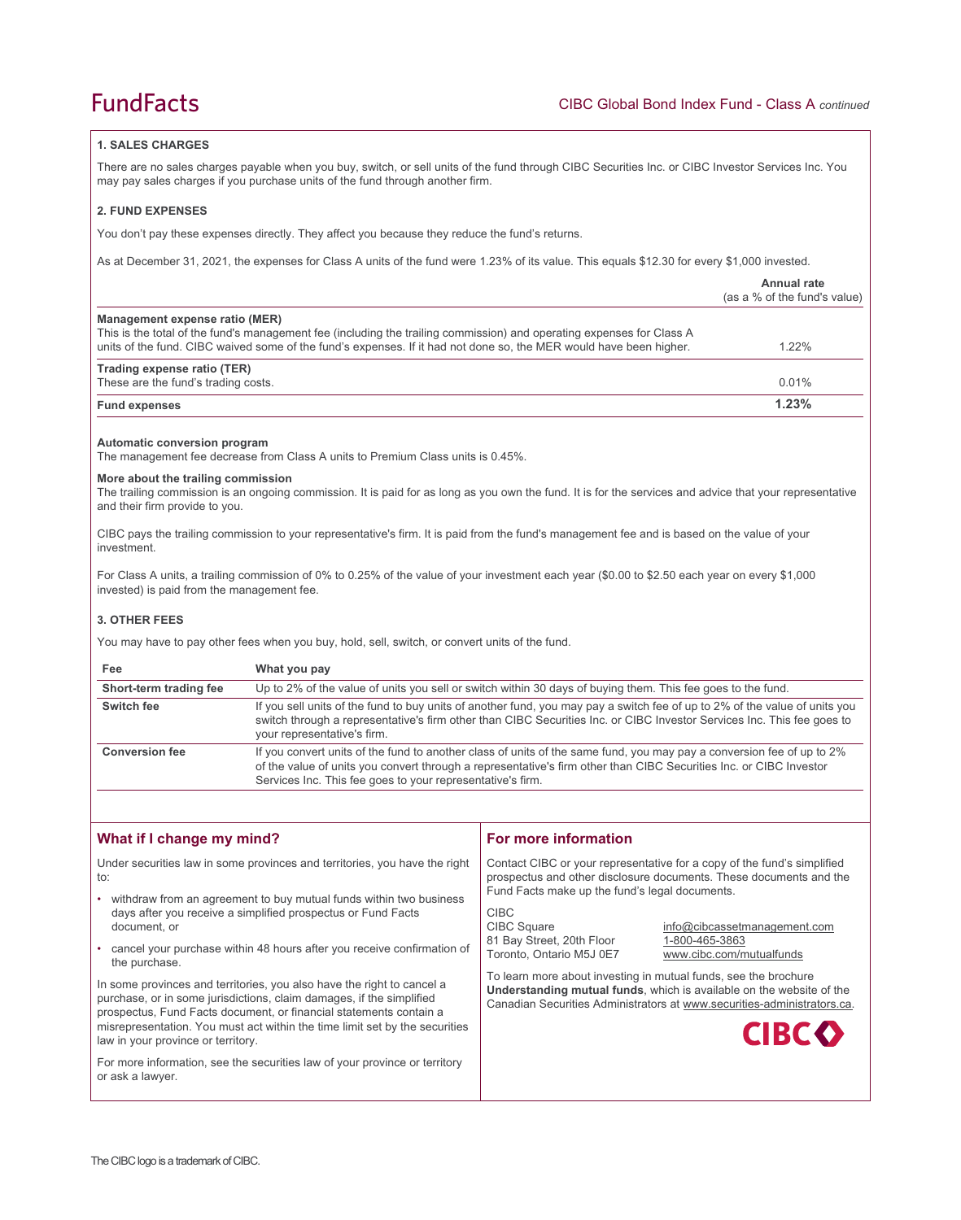### 1. SALES CHARGES

There are no sales charges payable when you buy, switch, or sell units of the fund through CIBC Securities Inc. or CIBC Investor Services Inc. You may pay sales charges if you purchase units of the fund through another firm.

### 2. FUND EXPENSES

You don't pay these expenses directly. They affect you because they reduce the fund's returns.

As at December 31, 2021, the expenses for Class A units of the fund were 1.23% of its value. This equals $12.30 for every $1,000 invested.

| | **Annual rate** (as a % of the fund's value) |
|---|---|
| **Management expense ratio (MER)** This is the total of the fund's management fee (including the trailing commission) and operating expenses for Class A units of the fund. CIBC waived some of the fund's expenses. If it had not done so, the MER would have been higher. | 1.22% |
| **Trading expense ratio (TER)** These are the fund's trading costs. | 0.01% |
| **Fund expenses** | **1.23%** |

**Automatic conversion program**
The management fee decrease from Class A units to Premium Class units is 0.45%.

**More about the trailing commission**
The trailing commission is an ongoing commission. It is paid for as long as you own the fund. It is for the services and advice that your representative and their firm provide to you.

CIBC pays the trailing commission to your representative's firm. It is paid from the fund's management fee and is based on the value of your investment.

For Class A units, a trailing commission of 0% to 0.25% of the value of your investment each year ($0.00 to $2.50 each year on every $1,000 invested) is paid from the management fee.

### 3. OTHER FEES

You may have to pay other fees when you buy, hold, sell, switch, or convert units of the fund.

| Fee | What you pay |
|---|---|
| **Short-term trading fee** | Up to 2% of the value of units you sell or switch within 30 days of buying them. This fee goes to the fund. |
| **Switch fee** | If you sell units of the fund to buy units of another fund, you may pay a switch fee of up to 2% of the value of units you switch through a representative's firm other than CIBC Securities Inc. or CIBC Investor Services Inc. This fee goes to your representative's firm. |
| **Conversion fee** | If you convert units of the fund to another class of units of the same fund, you may pay a conversion fee of up to 2% of the value of units you convert through a representative's firm other than CIBC Securities Inc. or CIBC Investor Services Inc. This fee goes to your representative's firm. |

## What if I change my mind?

Under securities law in some provinces and territories, you have the right to:

- withdraw from an agreement to buy mutual funds within two business days after you receive a simplified prospectus or Fund Facts document, or
- cancel your purchase within 48 hours after you receive confirmation of the purchase.

In some provinces and territories, you also have the right to cancel a purchase, or in some jurisdictions, claim damages, if the simplified prospectus, Fund Facts document, or financial statements contain a misrepresentation. You must act within the time limit set by the securities law in your province or territory.

For more information, see the securities law of your province or territory or ask a lawyer.

## For more information

Contact CIBC or your representative for a copy of the fund's simplified prospectus and other disclosure documents. These documents and the Fund Facts make up the fund's legal documents.

CIBC
CIBC Square
81 Bay Street, 20th Floor
Toronto, Ontario M5J 0E7

info@cibcassetmanagement.com
1-800-465-3863
www.cibc.com/mutualfunds

To learn more about investing in mutual funds, see the brochure **Understanding mutual funds**, which is available on the website of the Canadian Securities Administrators at www.securities-administrators.ca.

The CIBC logo is a trademark of CIBC.